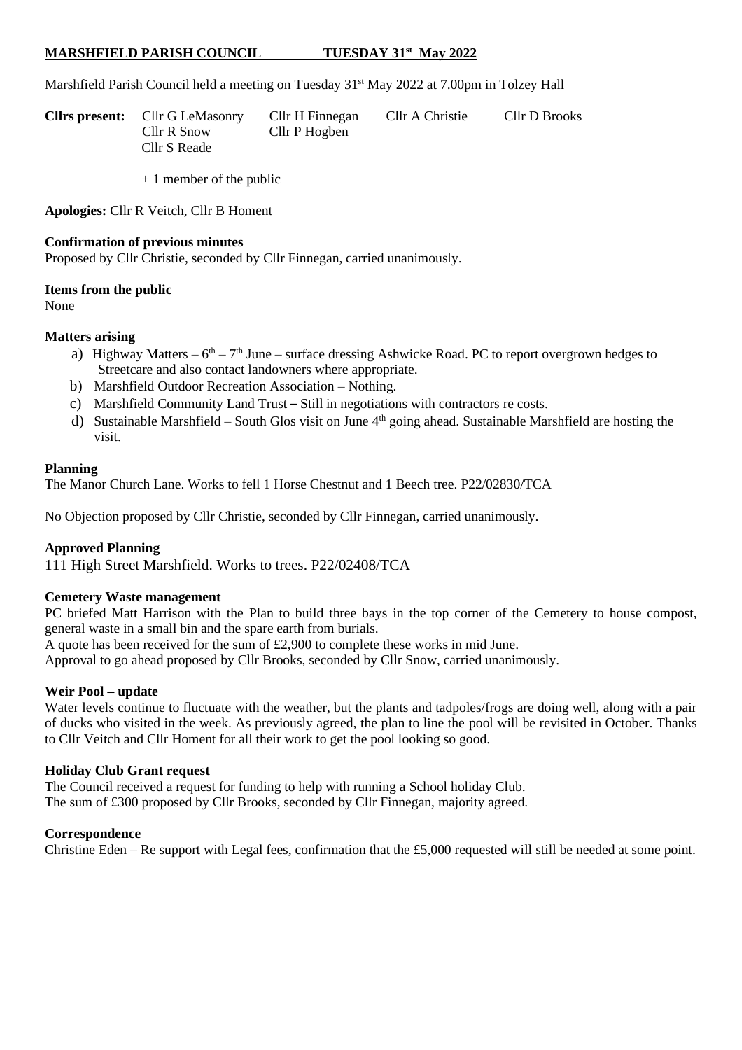**MARSHFIELD PARISH COUNCIL TUESDAY 31st May 2022**

Marshfield Parish Council held a meeting on Tuesday 31st May 2022 at 7.00pm in Tolzey Hall

**Cllrs present:** Cllr G LeMasonry, Cllr H Finnegan, Cllr A Christie, Cllr D Brooks, Cllr R Snow, Cllr P Hogben, Cllr S Reade

+ 1 member of the public

**Apologies:** Cllr R Veitch, Cllr B Homent

**Confirmation of previous minutes**

Proposed by Cllr Christie, seconded by Cllr Finnegan, carried unanimously.

**Items from the public**

None

**Matters arising**

a) Highway Matters – 6th – 7th June – surface dressing Ashwicke Road. PC to report overgrown hedges to Streetcare and also contact landowners where appropriate.
b) Marshfield Outdoor Recreation Association – Nothing.
c) Marshfield Community Land Trust – Still in negotiations with contractors re costs.
d) Sustainable Marshfield – South Glos visit on June 4th going ahead. Sustainable Marshfield are hosting the visit.

**Planning**

The Manor Church Lane. Works to fell 1 Horse Chestnut and 1 Beech tree. P22/02830/TCA

No Objection proposed by Cllr Christie, seconded by Cllr Finnegan, carried unanimously.

**Approved Planning**

111 High Street Marshfield. Works to trees. P22/02408/TCA

**Cemetery Waste management**

PC briefed Matt Harrison with the Plan to build three bays in the top corner of the Cemetery to house compost, general waste in a small bin and the spare earth from burials.

A quote has been received for the sum of £2,900 to complete these works in mid June.

Approval to go ahead proposed by Cllr Brooks, seconded by Cllr Snow, carried unanimously.

**Weir Pool – update**

Water levels continue to fluctuate with the weather, but the plants and tadpoles/frogs are doing well, along with a pair of ducks who visited in the week. As previously agreed, the plan to line the pool will be revisited in October. Thanks to Cllr Veitch and Cllr Homent for all their work to get the pool looking so good.

**Holiday Club Grant request**

The Council received a request for funding to help with running a School holiday Club.

The sum of £300 proposed by Cllr Brooks, seconded by Cllr Finnegan, majority agreed.

**Correspondence**

Christine Eden – Re support with Legal fees, confirmation that the £5,000 requested will still be needed at some point.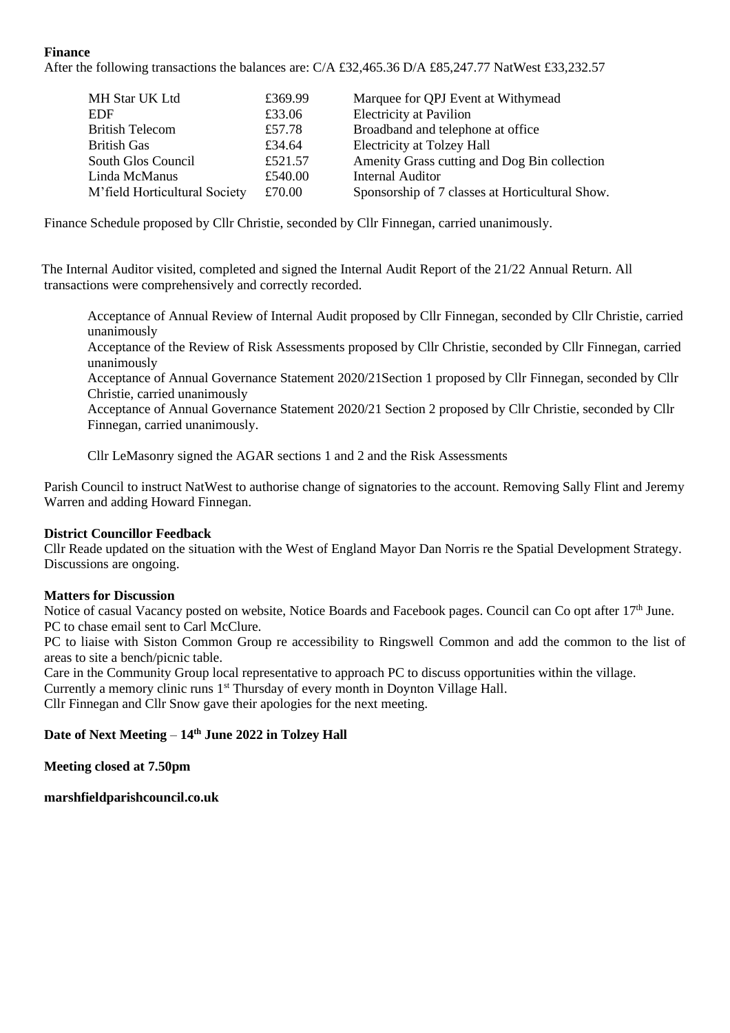**Finance**

After the following transactions the balances are: C/A £32,465.36 D/A £85,247.77 NatWest £33,232.57

| | | |
|---|---|---|
| MH Star UK Ltd | £369.99 | Marquee for QPJ Event at Withymead |
| EDF | £33.06 | Electricity at Pavilion |
| British Telecom | £57.78 | Broadband and telephone at office |
| British Gas | £34.64 | Electricity at Tolzey Hall |
| South Glos Council | £521.57 | Amenity Grass cutting and Dog Bin collection |
| Linda McManus | £540.00 | Internal Auditor |
| M'field Horticultural Society | £70.00 | Sponsorship of 7 classes at Horticultural Show. |

Finance Schedule proposed by Cllr Christie, seconded by Cllr Finnegan, carried unanimously.

The Internal Auditor visited, completed and signed the Internal Audit Report of the 21/22 Annual Return. All transactions were comprehensively and correctly recorded.

Acceptance of Annual Review of Internal Audit proposed by Cllr Finnegan, seconded by Cllr Christie, carried unanimously

Acceptance of the Review of Risk Assessments proposed by Cllr Christie, seconded by Cllr Finnegan, carried unanimously

Acceptance of Annual Governance Statement 2020/21Section 1 proposed by Cllr Finnegan, seconded by Cllr Christie, carried unanimously

Acceptance of Annual Governance Statement 2020/21 Section 2 proposed by Cllr Christie, seconded by Cllr Finnegan, carried unanimously.

Cllr LeMasonry signed the AGAR sections 1 and 2 and the Risk Assessments

Parish Council to instruct NatWest to authorise change of signatories to the account. Removing Sally Flint and Jeremy Warren and adding Howard Finnegan.

**District Councillor Feedback**

Cllr Reade updated on the situation with the West of England Mayor Dan Norris re the Spatial Development Strategy. Discussions are ongoing.

**Matters for Discussion**

Notice of casual Vacancy posted on website, Notice Boards and Facebook pages. Council can Co opt after 17th June.

PC to chase email sent to Carl McClure.

PC to liaise with Siston Common Group re accessibility to Ringswell Common and add the common to the list of areas to site a bench/picnic table.

Care in the Community Group local representative to approach PC to discuss opportunities within the village.

Currently a memory clinic runs 1st Thursday of every month in Doynton Village Hall.

Cllr Finnegan and Cllr Snow gave their apologies for the next meeting.

**Date of Next Meeting – 14th June 2022 in Tolzey Hall**

**Meeting closed at 7.50pm**

**marshfieldparishcouncil.co.uk**